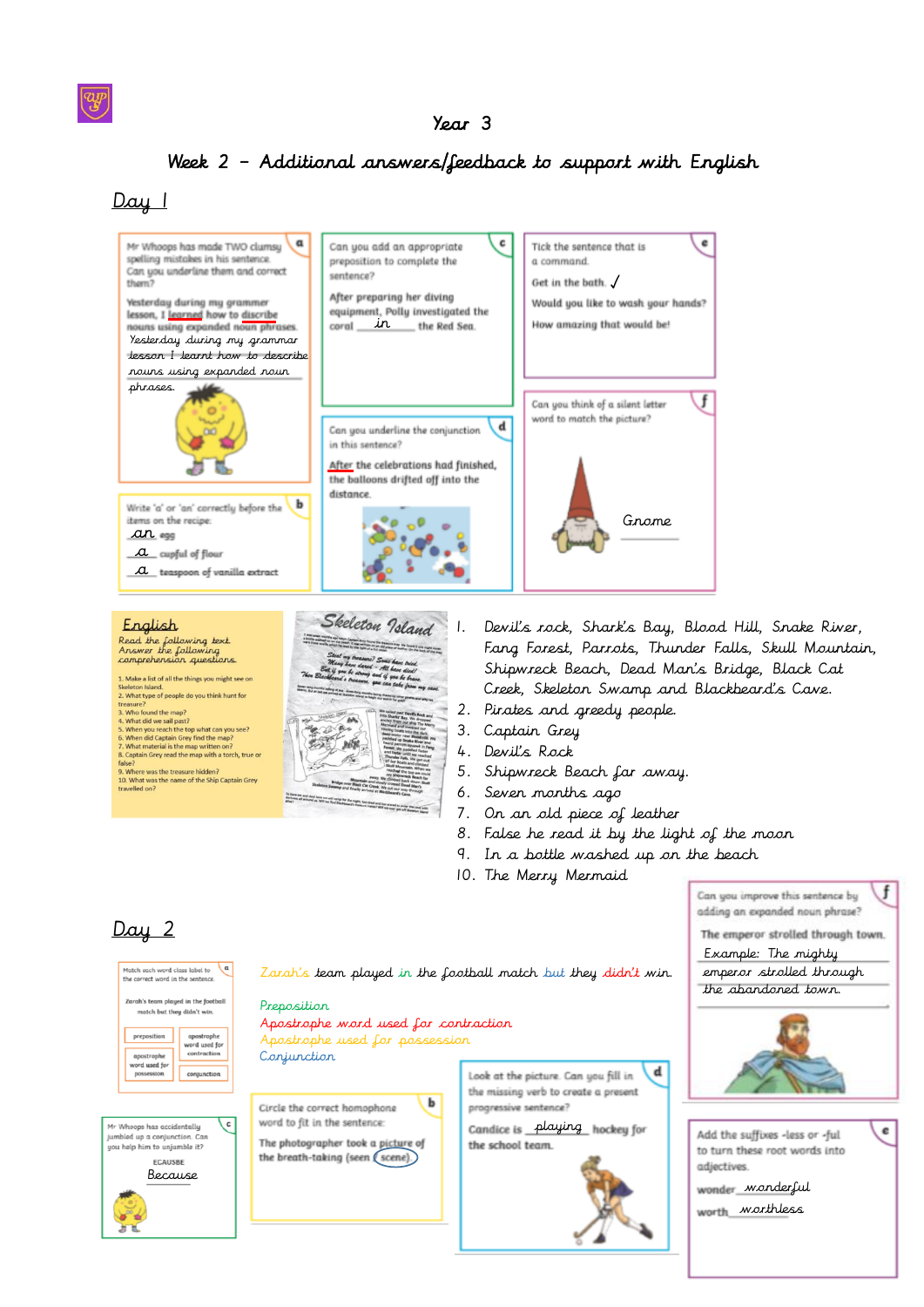# Year 3

## Week 2 – Additional answers/feedback to support with English

### Day 1

**a** Mr Whoops has made TWO clumsy spelling mistakes in his sentence. Can you underline them and correct them?

Yesterday during my grammer lesson, I learned how to discribe nouns using expanded noun phrases.

Yesterday during my grammar lesson I learnt how to describe nouns using expanded noun phrases.

**b** Write 'a' or 'an' correctly before the items on the recipe:

an egg

a cupful of flour

a teaspoon of vanilla extract

**c** Can you add an appropriate preposition to complete the sentence?

After preparing her diving equipment, Polly investigated the coral in the Red Sea.

**d** Can you underline the conjunction in this sentence?

After the celebrations had finished, the balloons drifted off into the distance.

**e** Tick the sentence that is a command.

Get in the bath. ✓

Would you like to wash your hands?

How amazing that would be!

**f** Can you think of a silent letter word to match the picture?

Gnome

**English**

Read the following text. Answer the following comprehension questions.

1. Make a list of all the things you might see on Skeleton Island.
2. What type of people do you think hunt for treasure?
3. Who found the map?
4. What did we sail past?
5. When you reach the top what can you see?
6. When did Captain Grey find the map?
7. What material is the map written on?
8. Captain Grey read the map with a torch, true or false?
9. Where was the treasure hidden?
10. What was the name of the Ship Captain Grey travelled on?

**Skeleton Island**

1. Devil's rock, Shark's Bay, Blood Hill, Snake River, Fang Forest, Parrots, Thunder Falls, Skull Mountain, Shipwreck Beach, Dead Man's Bridge, Black Cat Creek, Skeleton Swamp and Blackbeard's Cave.
2. Pirates and greedy people.
3. Captain Grey
4. Devil's Rock
5. Shipwreck Beach far away.
6. Seven months ago
7. On an old piece of leather
8. False he read it by the light of the moon
9. In a bottle washed up on the beach
10. The Merry Mermaid

### Day 2

**a** Match each word class label to the correct word in the sentence.

Zarah's team played in the football match but they didn't win.

| preposition | apostrophe word used for contraction |
|---|---|
| apostrophe word used for possession | conjunction |

Zarah's team played in the football match but they didn't win.

Preposition
Apostrophe word used for contraction
Apostrophe used for possession
Conjunction

**b** Circle the correct homophone word to fit in the sentence:

The photographer took a picture of the breath-taking (seen / scene)

**c** Mr Whoops has accidentally jumbled up a conjunction. Can you help him to unjumble it?

ECAUSBE

Because

**d** Look at the picture. Can you fill in the missing verb to create a present progressive sentence?

Candice is playing hockey for the school team.

**e** Add the suffixes -less or -ful to turn these root words into adjectives.

wonder wonderful

worth worthless

**f** Can you improve this sentence by adding an expanded noun phrase?

The emperor strolled through town.

Example: The mighty emperor strolled through the abandoned town.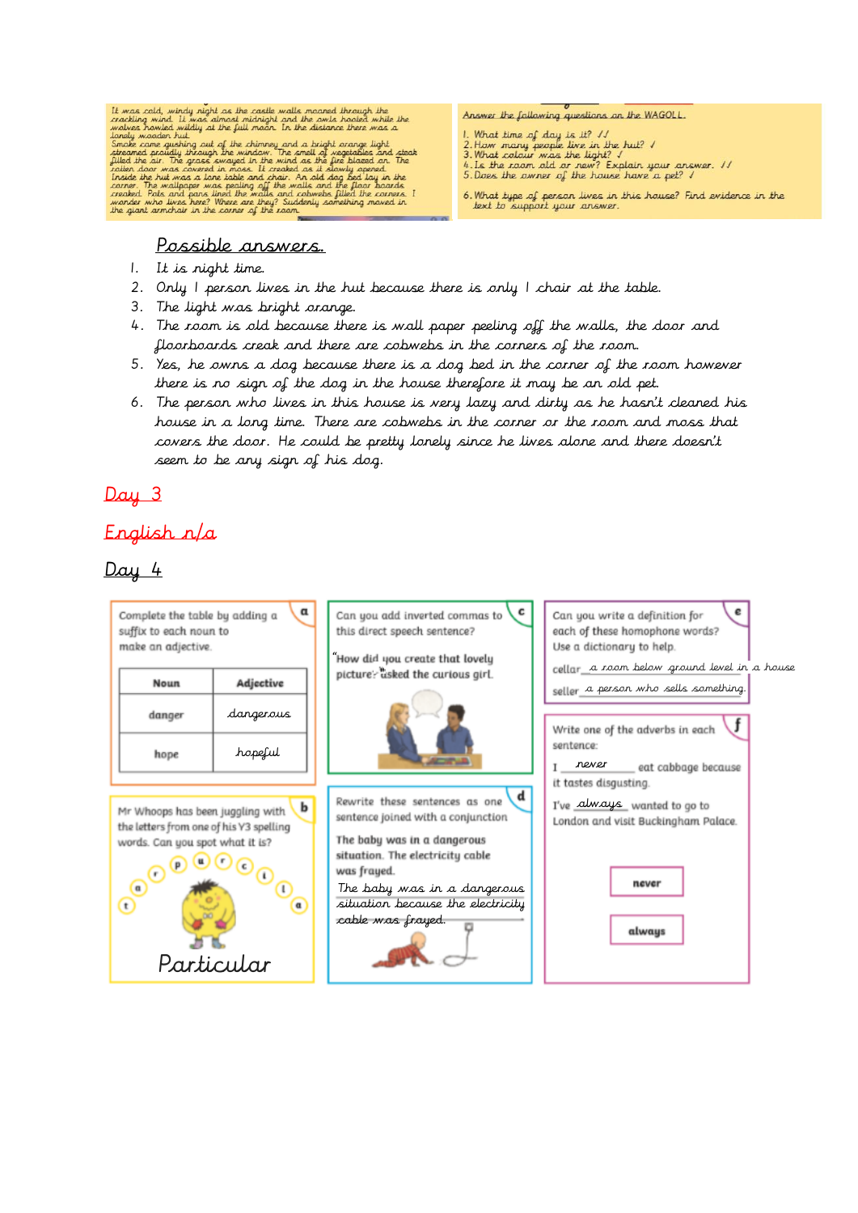It was cold, windy night as the castle walls moaned through the crackling wind. It was almost midnight and the owls hooted while the wolves howled wildly at the full moon. In the distance there was a lonely wooden hut.
Smoke came gushing out of the chimney and a bright orange light streamed proudly through the window. The smell of vegetables and steak filled the air. The grass swayed in the wind as the fire blazed on. The rotten door was covered in moss. It creaked as it slowly opened.
Inside the hut was a lone table and chair. An old dog bed lay in the corner. The wallpaper was peeling off the walls and the floor boards creaked. Pots and pans lined the walls and cobwebs filled the corners. I wonder who lives here? Where are they? Suddenly something moved in the giant armchair in the corner of the room.

Answer the following questions on the WAGOLL.

1. What time of day is it? ✓✓
2. How many people live in the hut? ✓
3. What colour was the light? ✓
4. Is the room old or new? Explain your answer. ✓✓
5. Does the owner of the house have a pet? ✓

6. What type of person lives in this house? Find evidence in the text to support your answer.

## Possible answers.

1. It is night time.
2. Only 1 person lives in the hut because there is only 1 chair at the table.
3. The light was bright orange.
4. The room is old because there is wall paper peeling off the walls, the door and floorboards creak and there are cobwebs in the corners of the room.
5. Yes, he owns a dog because there is a dog bed in the corner of the room however there is no sign of the dog in the house therefore it may be an old pet.
6. The person who lives in this house is very lazy and dirty as he hasn't cleaned his house in a long time. There are cobwebs in the corner or the room and moss that covers the door. He could be pretty lonely since he lives alone and there doesn't seem to be any sign of his dog.

## Day 3

## English n/a

## Day 4

**a** Complete the table by adding a suffix to each noun to make an adjective.

| Noun | Adjective |
|---|---|
| danger | dangerous |
| hope | hopeful |

**b** Mr Whoops has been juggling with the letters from one of his Y3 spelling words. Can you spot what it is?

t a r p u r c l i a

Particular

**c** Can you add inverted commas to this direct speech sentence?

"How did you create that lovely picture?" asked the curious girl.

**d** Rewrite these sentences as one sentence joined with a conjunction

The baby was in a dangerous situation. The electricity cable was frayed.

The baby was in a dangerous situation because the electricity cable was frayed.

**e** Can you write a definition for each of these homophone words? Use a dictionary to help.

cellar a room below ground level in a house

seller a person who sells something.

**f** Write one of the adverbs in each sentence:

I never eat cabbage because it tastes disgusting.

I've always wanted to go to London and visit Buckingham Palace.

never

always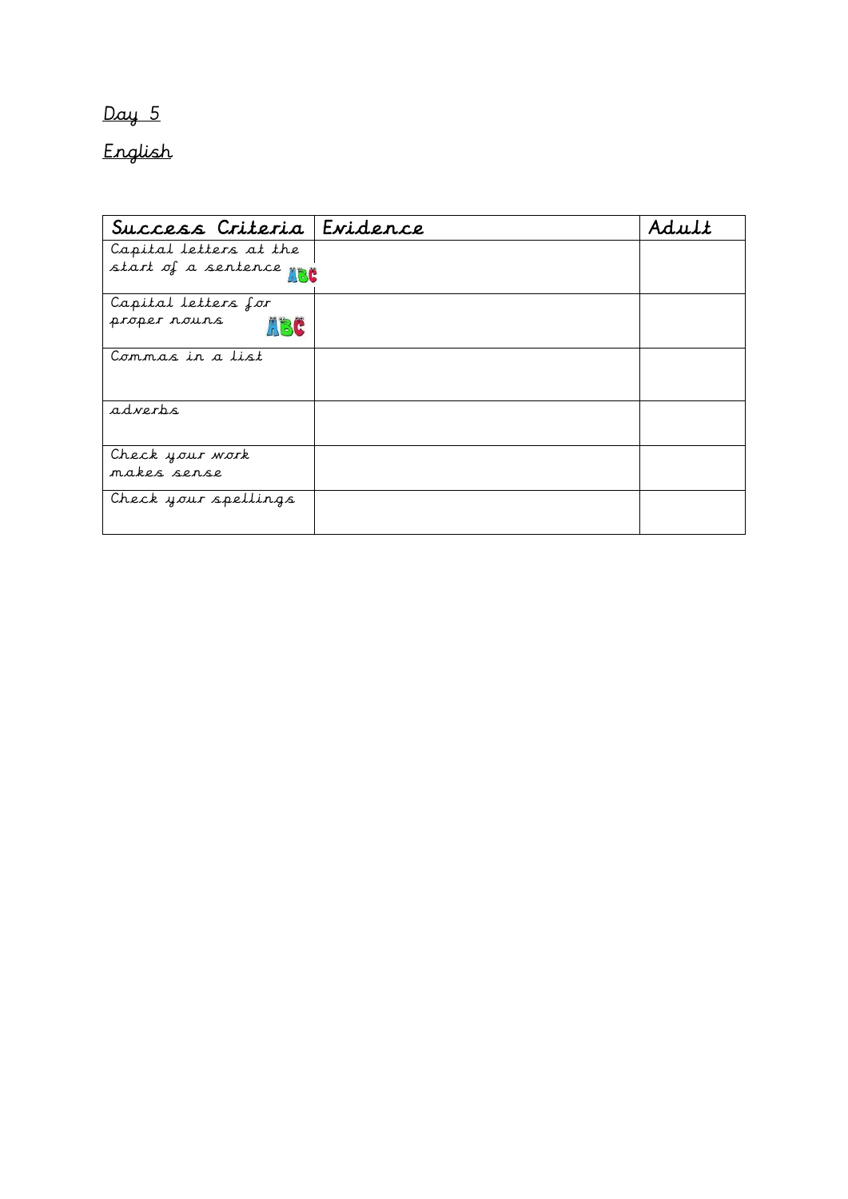Day 5

English

| Success Criteria | Evidence | Adult |
| --- | --- | --- |
| Capital letters at the start of a sentence | | |
| Capital letters for proper nouns | | |
| Commas in a list | | |
| adverbs | | |
| Check your work makes sense | | |
| Check your spellings | | |